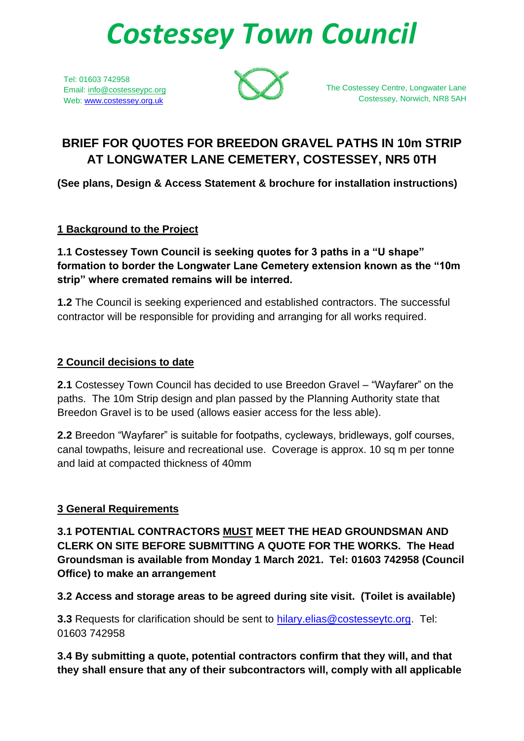# Costessey Town Council

Tel: 01603 742958
Email: info@costesseypc.org
Web: www.costessey.org.uk

The Costessey Centre, Longwater Lane
Costessey, Norwich, NR8 5AH

## BRIEF FOR QUOTES FOR BREEDON GRAVEL PATHS IN 10m STRIP AT LONGWATER LANE CEMETERY, COSTESSEY, NR5 0TH

**(See plans, Design & Access Statement & brochure for installation instructions)**

### 1 Background to the Project

**1.1 Costessey Town Council is seeking quotes for 3 paths in a "U shape" formation to border the Longwater Lane Cemetery extension known as the "10m strip" where cremated remains will be interred.**

**1.2** The Council is seeking experienced and established contractors. The successful contractor will be responsible for providing and arranging for all works required.

### 2 Council decisions to date

**2.1** Costessey Town Council has decided to use Breedon Gravel – "Wayfarer" on the paths. The 10m Strip design and plan passed by the Planning Authority state that Breedon Gravel is to be used (allows easier access for the less able).

**2.2** Breedon "Wayfarer" is suitable for footpaths, cycleways, bridleways, golf courses, canal towpaths, leisure and recreational use. Coverage is approx. 10 sq m per tonne and laid at compacted thickness of 40mm

### 3 General Requirements

**3.1 POTENTIAL CONTRACTORS MUST MEET THE HEAD GROUNDSMAN AND CLERK ON SITE BEFORE SUBMITTING A QUOTE FOR THE WORKS. The Head Groundsman is available from Monday 1 March 2021. Tel: 01603 742958 (Council Office) to make an arrangement**

**3.2 Access and storage areas to be agreed during site visit. (Toilet is available)**

**3.3** Requests for clarification should be sent to hilary.elias@costesseytc.org. Tel: 01603 742958

**3.4 By submitting a quote, potential contractors confirm that they will, and that they shall ensure that any of their subcontractors will, comply with all applicable**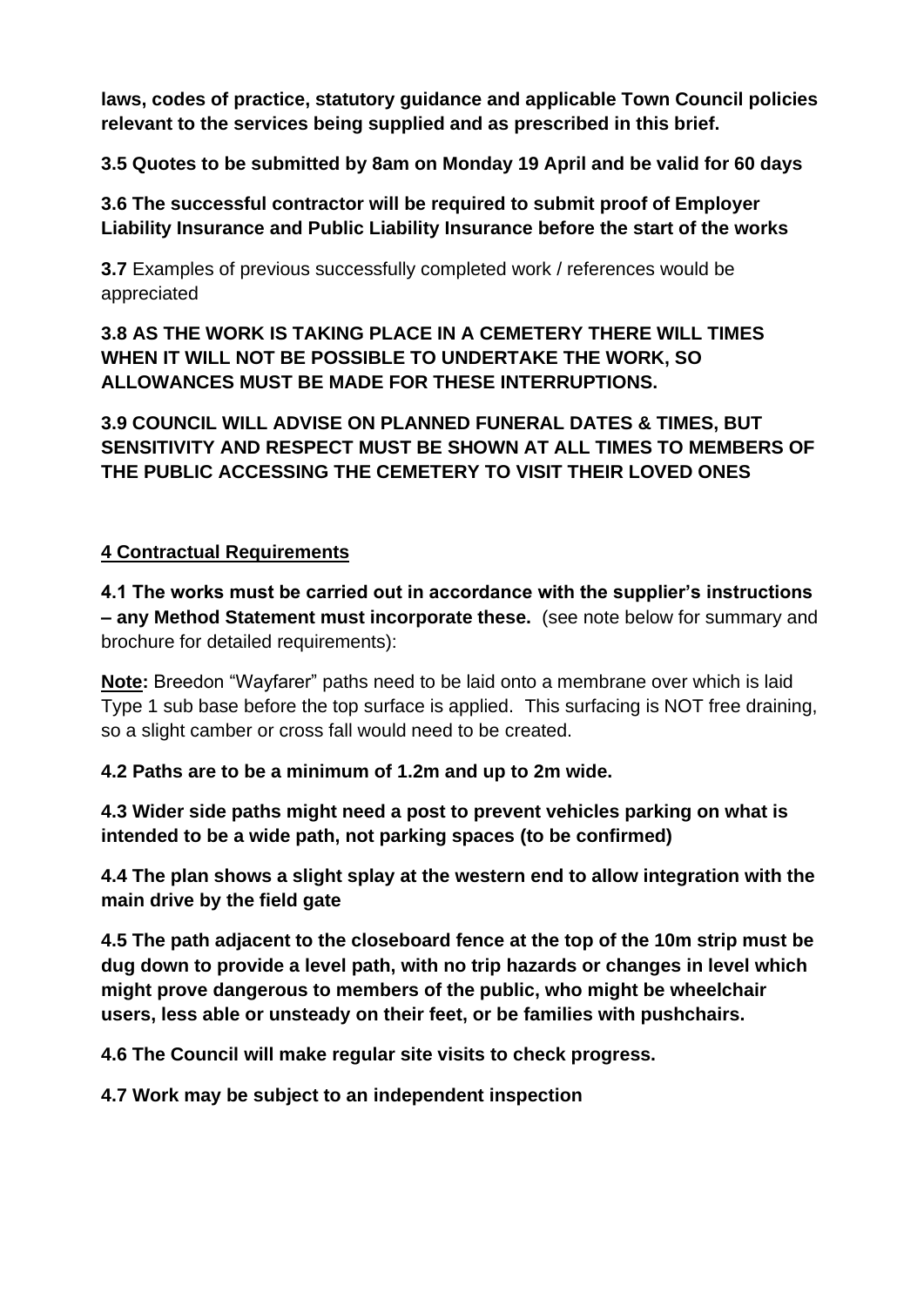**laws, codes of practice, statutory guidance and applicable Town Council policies relevant to the services being supplied and as prescribed in this brief.**

**3.5 Quotes to be submitted by 8am on Monday 19 April and be valid for 60 days**

**3.6 The successful contractor will be required to submit proof of Employer Liability Insurance and Public Liability Insurance before the start of the works**

**3.7** Examples of previous successfully completed work / references would be appreciated

**3.8 AS THE WORK IS TAKING PLACE IN A CEMETERY THERE WILL TIMES WHEN IT WILL NOT BE POSSIBLE TO UNDERTAKE THE WORK, SO ALLOWANCES MUST BE MADE FOR THESE INTERRUPTIONS.**

**3.9 COUNCIL WILL ADVISE ON PLANNED FUNERAL DATES & TIMES, BUT SENSITIVITY AND RESPECT MUST BE SHOWN AT ALL TIMES TO MEMBERS OF THE PUBLIC ACCESSING THE CEMETERY TO VISIT THEIR LOVED ONES**

## 4 Contractual Requirements

**4.1 The works must be carried out in accordance with the supplier's instructions – any Method Statement must incorporate these.** (see note below for summary and brochure for detailed requirements):

**Note:** Breedon "Wayfarer" paths need to be laid onto a membrane over which is laid Type 1 sub base before the top surface is applied. This surfacing is NOT free draining, so a slight camber or cross fall would need to be created.

**4.2 Paths are to be a minimum of 1.2m and up to 2m wide.**

**4.3 Wider side paths might need a post to prevent vehicles parking on what is intended to be a wide path, not parking spaces (to be confirmed)**

**4.4 The plan shows a slight splay at the western end to allow integration with the main drive by the field gate**

**4.5 The path adjacent to the closeboard fence at the top of the 10m strip must be dug down to provide a level path, with no trip hazards or changes in level which might prove dangerous to members of the public, who might be wheelchair users, less able or unsteady on their feet, or be families with pushchairs.**

**4.6 The Council will make regular site visits to check progress.**

**4.7 Work may be subject to an independent inspection**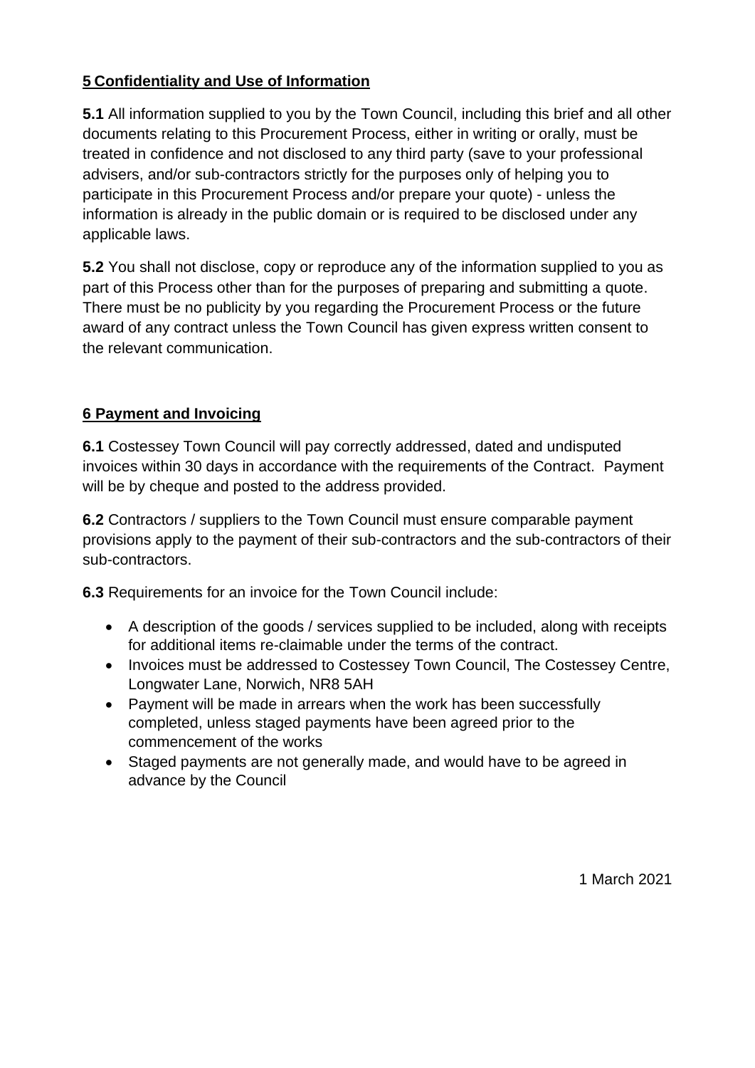## 5 Confidentiality and Use of Information

**5.1** All information supplied to you by the Town Council, including this brief and all other documents relating to this Procurement Process, either in writing or orally, must be treated in confidence and not disclosed to any third party (save to your professional advisers, and/or sub-contractors strictly for the purposes only of helping you to participate in this Procurement Process and/or prepare your quote) - unless the information is already in the public domain or is required to be disclosed under any applicable laws.

**5.2** You shall not disclose, copy or reproduce any of the information supplied to you as part of this Process other than for the purposes of preparing and submitting a quote. There must be no publicity by you regarding the Procurement Process or the future award of any contract unless the Town Council has given express written consent to the relevant communication.

## 6 Payment and Invoicing

**6.1** Costessey Town Council will pay correctly addressed, dated and undisputed invoices within 30 days in accordance with the requirements of the Contract. Payment will be by cheque and posted to the address provided.

**6.2** Contractors / suppliers to the Town Council must ensure comparable payment provisions apply to the payment of their sub-contractors and the sub-contractors of their sub-contractors.

**6.3** Requirements for an invoice for the Town Council include:

- A description of the goods / services supplied to be included, along with receipts for additional items re-claimable under the terms of the contract.
- Invoices must be addressed to Costessey Town Council, The Costessey Centre, Longwater Lane, Norwich, NR8 5AH
- Payment will be made in arrears when the work has been successfully completed, unless staged payments have been agreed prior to the commencement of the works
- Staged payments are not generally made, and would have to be agreed in advance by the Council

1 March 2021